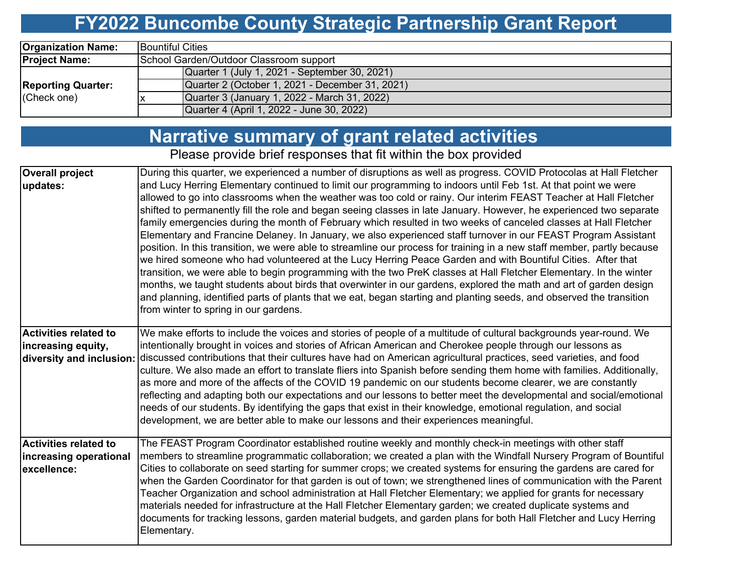# FY2022 Buncombe County Strategic Partnership Grant Report

| | | |
|---|---|---|
| **Organization Name:** | Bountiful Cities | |
| **Project Name:** | School Garden/Outdoor Classroom support | |
| **Reporting Quarter:** (Check one) | | Quarter 1 (July 1, 2021 - September 30, 2021) |
| | | Quarter 2 (October 1, 2021 - December 31, 2021) |
| | x | Quarter 3 (January 1, 2022 - March 31, 2022) |
| | | Quarter 4 (April 1, 2022 - June 30, 2022) |

## Narrative summary of grant related activities

Please provide brief responses that fit within the box provided

| | |
|---|---|
| **Overall project updates:** | During this quarter, we experienced a number of disruptions as well as progress. COVID Protocolas at Hall Fletcher and Lucy Herring Elementary continued to limit our programming to indoors until Feb 1st. At that point we were allowed to go into classrooms when the weather was too cold or rainy. Our interim FEAST Teacher at Hall Fletcher shifted to permanently fill the role and began seeing classes in late January. However, he experienced two separate family emergencies during the month of February which resulted in two weeks of canceled classes at Hall Fletcher Elementary and Francine Delaney. In January, we also experienced staff turnover in our FEAST Program Assistant position. In this transition, we were able to streamline our process for training in a new staff member, partly because we hired someone who had volunteered at the Lucy Herring Peace Garden and with Bountiful Cities. After that transition, we were able to begin programming with the two PreK classes at Hall Fletcher Elementary. In the winter months, we taught students about birds that overwinter in our gardens, explored the math and art of garden design and planning, identified parts of plants that we eat, began starting and planting seeds, and observed the transition from winter to spring in our gardens. |
| **Activities related to increasing equity, diversity and inclusion:** | We make efforts to include the voices and stories of people of a multitude of cultural backgrounds year-round. We intentionally brought in voices and stories of African American and Cherokee people through our lessons as discussed contributions that their cultures have had on American agricultural practices, seed varieties, and food culture. We also made an effort to translate fliers into Spanish before sending them home with families. Additionally, as more and more of the affects of the COVID 19 pandemic on our students become clearer, we are constantly reflecting and adapting both our expectations and our lessons to better meet the developmental and social/emotional needs of our students. By identifying the gaps that exist in their knowledge, emotional regulation, and social development, we are better able to make our lessons and their experiences meaningful. |
| **Activities related to increasing operational excellence:** | The FEAST Program Coordinator established routine weekly and monthly check-in meetings with other staff members to streamline programmatic collaboration; we created a plan with the Windfall Nursery Program of Bountiful Cities to collaborate on seed starting for summer crops; we created systems for ensuring the gardens are cared for when the Garden Coordinator for that garden is out of town; we strengthened lines of communication with the Parent Teacher Organization and school administration at Hall Fletcher Elementary; we applied for grants for necessary materials needed for infrastructure at the Hall Fletcher Elementary garden; we created duplicate systems and documents for tracking lessons, garden material budgets, and garden plans for both Hall Fletcher and Lucy Herring Elementary. |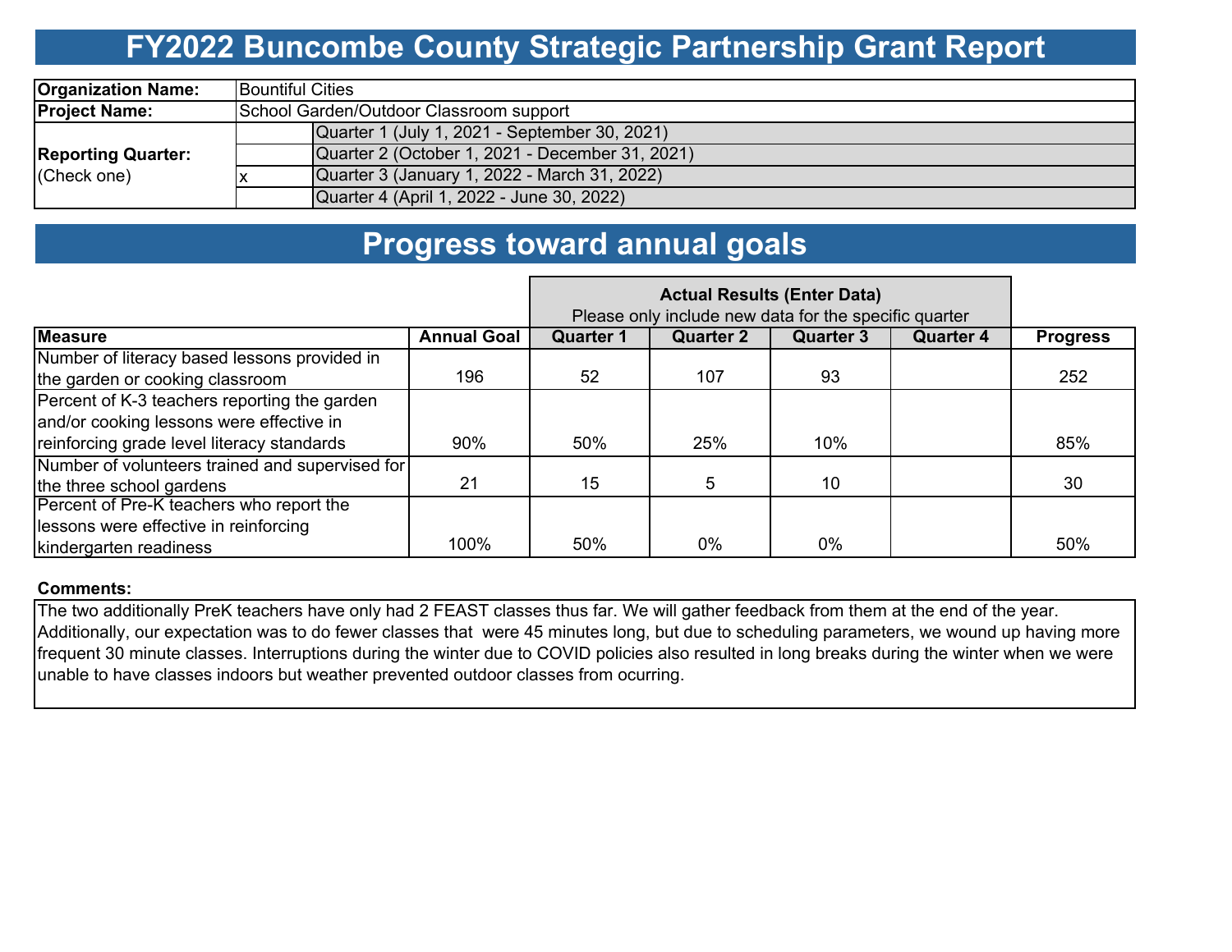# FY2022 Buncombe County Strategic Partnership Grant Report

| | | |
|---|---|---|
| **Organization Name:** | Bountiful Cities | |
| **Project Name:** | School Garden/Outdoor Classroom support | |
| **Reporting Quarter:** (Check one) | | Quarter 1 (July 1, 2021 - September 30, 2021) |
| | | Quarter 2 (October 1, 2021 - December 31, 2021) |
| | x | Quarter 3 (January 1, 2022 - March 31, 2022) |
| | | Quarter 4 (April 1, 2022 - June 30, 2022) |

# Progress toward annual goals

| | | **Actual Results (Enter Data)** Please only include new data for the specific quarter | | | | |
|---|---|---|---|---|---|---|
| **Measure** | **Annual Goal** | **Quarter 1** | **Quarter 2** | **Quarter 3** | **Quarter 4** | **Progress** |
| Number of literacy based lessons provided in the garden or cooking classroom | 196 | 52 | 107 | 93 | | 252 |
| Percent of K-3 teachers reporting the garden and/or cooking lessons were effective in reinforcing grade level literacy standards | 90% | 50% | 25% | 10% | | 85% |
| Number of volunteers trained and supervised for the three school gardens | 21 | 15 | 5 | 10 | | 30 |
| Percent of Pre-K teachers who report the lessons were effective in reinforcing kindergarten readiness | 100% | 50% | 0% | 0% | | 50% |

**Comments:**

The two additionally PreK teachers have only had 2 FEAST classes thus far. We will gather feedback from them at the end of the year. Additionally, our expectation was to do fewer classes that were 45 minutes long, but due to scheduling parameters, we wound up having more frequent 30 minute classes. Interruptions during the winter due to COVID policies also resulted in long breaks during the winter when we were unable to have classes indoors but weather prevented outdoor classes from ocurring.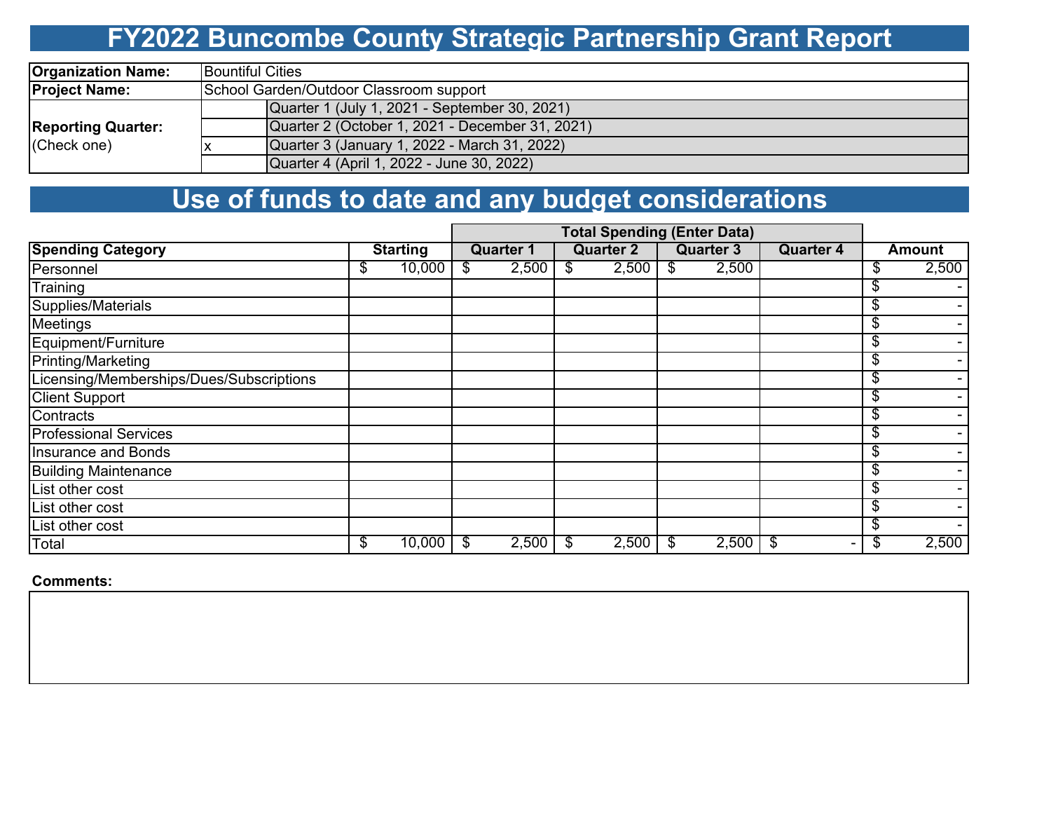# FY2022 Buncombe County Strategic Partnership Grant Report

| | | |
|---|---|---|
| **Organization Name:** | Bountiful Cities | |
| **Project Name:** | School Garden/Outdoor Classroom support | |
| **Reporting Quarter:** (Check one) | | Quarter 1 (July 1, 2021 - September 30, 2021) |
| | | Quarter 2 (October 1, 2021 - December 31, 2021) |
| | x | Quarter 3 (January 1, 2022 - March 31, 2022) |
| | | Quarter 4 (April 1, 2022 - June 30, 2022) |

# Use of funds to date and any budget considerations

| | | Total Spending (Enter Data) | | | | |
|---|---|---|---|---|---|---|
| **Spending Category** | **Starting** | **Quarter 1** | **Quarter 2** | **Quarter 3** | **Quarter 4** | **Amount** |
| Personnel | $ 10,000 | $ 2,500 | $ 2,500 | $ 2,500 | | $ 2,500 |
| Training | | | | | | $ - |
| Supplies/Materials | | | | | | $ - |
| Meetings | | | | | | $ - |
| Equipment/Furniture | | | | | | $ - |
| Printing/Marketing | | | | | | $ - |
| Licensing/Memberships/Dues/Subscriptions | | | | | | $ - |
| Client Support | | | | | | $ - |
| Contracts | | | | | | $ - |
| Professional Services | | | | | | $ - |
| Insurance and Bonds | | | | | | $ - |
| Building Maintenance | | | | | | $ - |
| List other cost | | | | | | $ - |
| List other cost | | | | | | $ - |
| List other cost | | | | | | $ - |
| Total | $ 10,000 | $ 2,500 | $ 2,500 | $ 2,500 | $ - | $ 2,500 |

**Comments:**